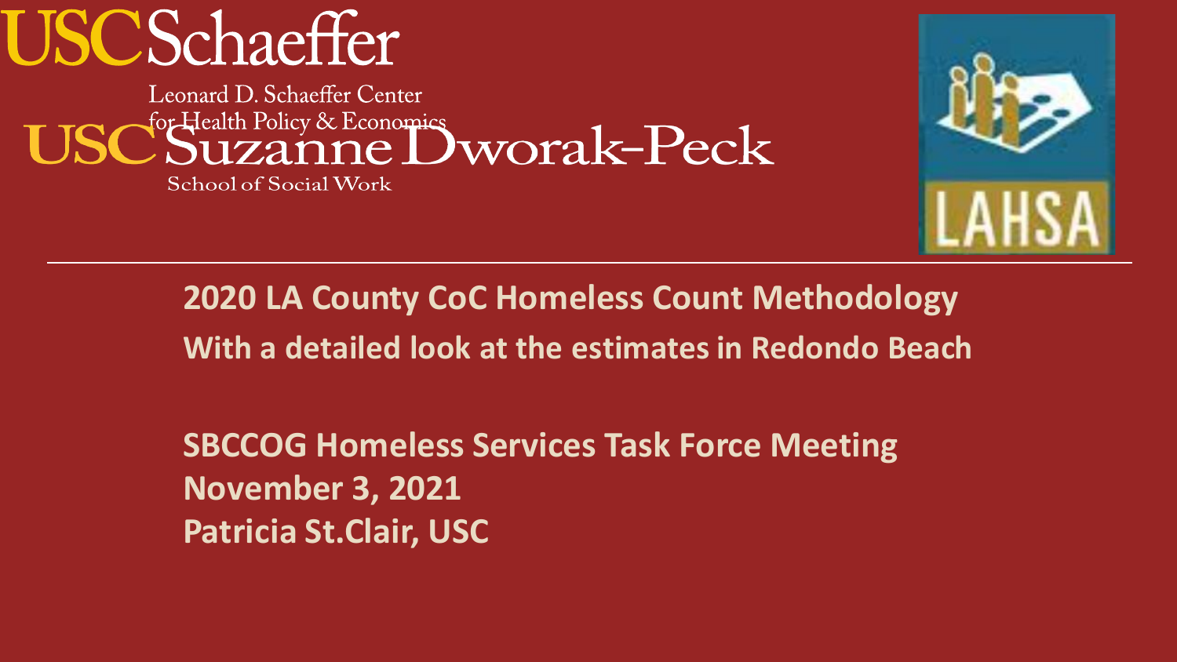USC Schaeffer

Leonard D. Schaeffer Center for Health Policy & Economics

USC Suzanne Dworak-Peck School of Social Work

LAHSA

# 2020 LA County CoC Homeless Count Methodology

## With a detailed look at the estimates in Redondo Beach

**SBCCOG Homeless Services Task Force Meeting**
**November 3, 2021**
**Patricia St.Clair, USC**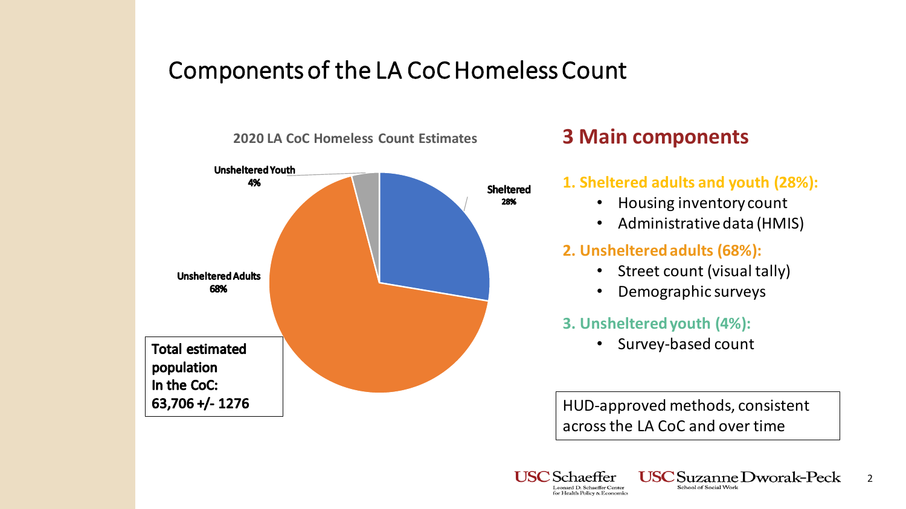# Components of the LA CoC Homeless Count

**2020 LA CoC Homeless Count Estimates**

- Sheltered: 28%
- Unsheltered Adults: 68%
- Unsheltered Youth: 4%

**Total estimated population In the CoC: 63,706 +/- 1276**

## 3 Main components

**1. Sheltered adults and youth (28%):**

- Housing inventory count
- Administrative data (HMIS)

**2. Unsheltered adults (68%):**

- Street count (visual tally)
- Demographic surveys

**3. Unsheltered youth (4%):**

- Survey-based count

HUD-approved methods, consistent across the LA CoC and over time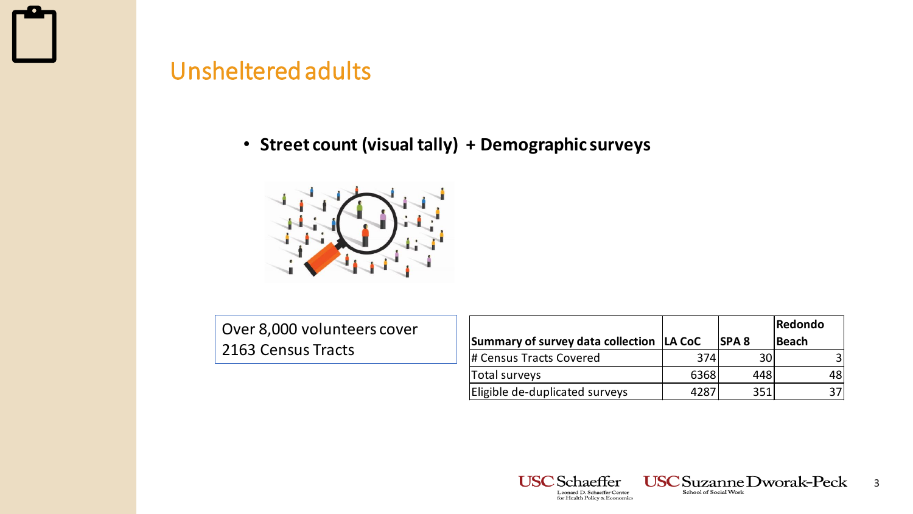## Unsheltered adults

- **Street count (visual tally) + Demographic surveys**

Over 8,000 volunteers cover 2163 Census Tracts

| Summary of survey data collection | LA CoC | SPA 8 | Redondo Beach |
|---|---|---|---|
| # Census Tracts Covered | 374 | 30 | 3 |
| Total surveys | 6368 | 448 | 48 |
| Eligible de-duplicated surveys | 4287 | 351 | 37 |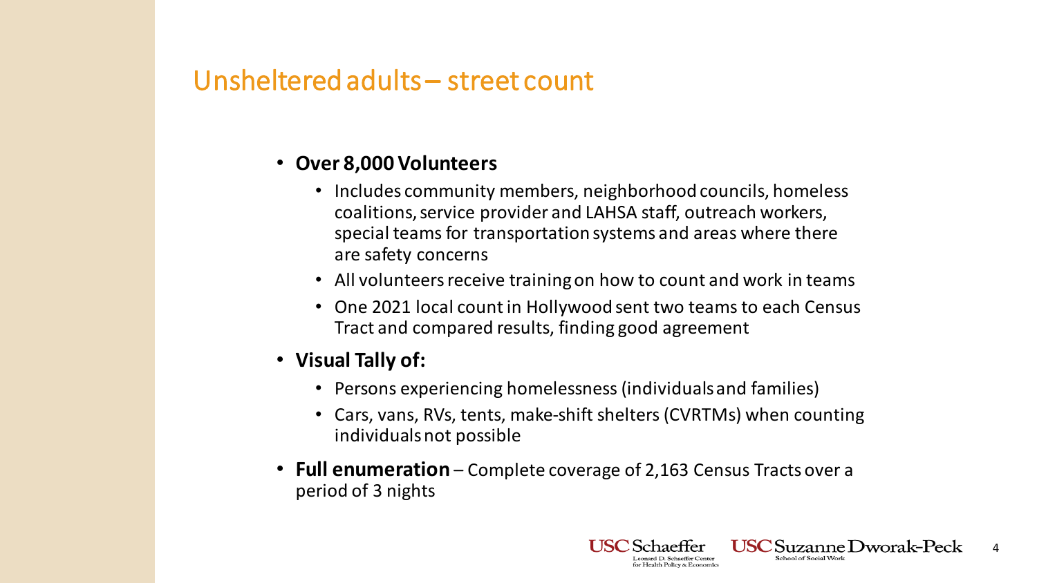## Unsheltered adults – street count

- **Over 8,000 Volunteers**
  - Includes community members, neighborhood councils, homeless coalitions, service provider and LAHSA staff, outreach workers, special teams for transportation systems and areas where there are safety concerns
  - All volunteers receive training on how to count and work in teams
  - One 2021 local count in Hollywood sent two teams to each Census Tract and compared results, finding good agreement
- **Visual Tally of:**
  - Persons experiencing homelessness (individuals and families)
  - Cars, vans, RVs, tents, make-shift shelters (CVRTMs) when counting individuals not possible
- **Full enumeration** – Complete coverage of 2,163 Census Tracts over a period of 3 nights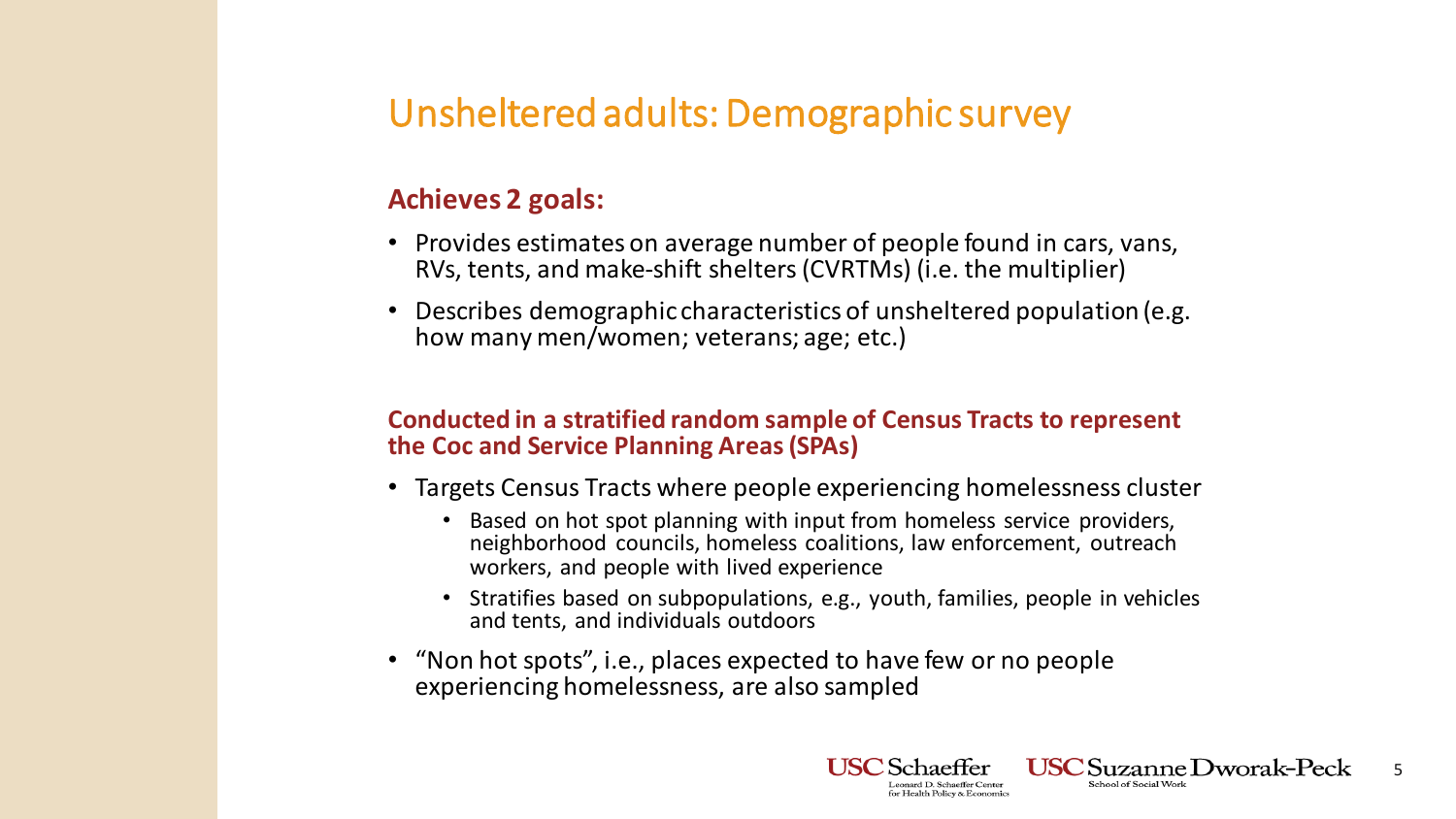# Unsheltered adults: Demographic survey

**Achieves 2 goals:**

- Provides estimates on average number of people found in cars, vans, RVs, tents, and make-shift shelters (CVRTMs) (i.e. the multiplier)
- Describes demographic characteristics of unsheltered population (e.g. how many men/women; veterans; age; etc.)

**Conducted in a stratified random sample of Census Tracts to represent the Coc and Service Planning Areas (SPAs)**

- Targets Census Tracts where people experiencing homelessness cluster
  - Based on hot spot planning with input from homeless service providers, neighborhood councils, homeless coalitions, law enforcement, outreach workers, and people with lived experience
  - Stratifies based on subpopulations, e.g., youth, families, people in vehicles and tents, and individuals outdoors
- "Non hot spots", i.e., places expected to have few or no people experiencing homelessness, are also sampled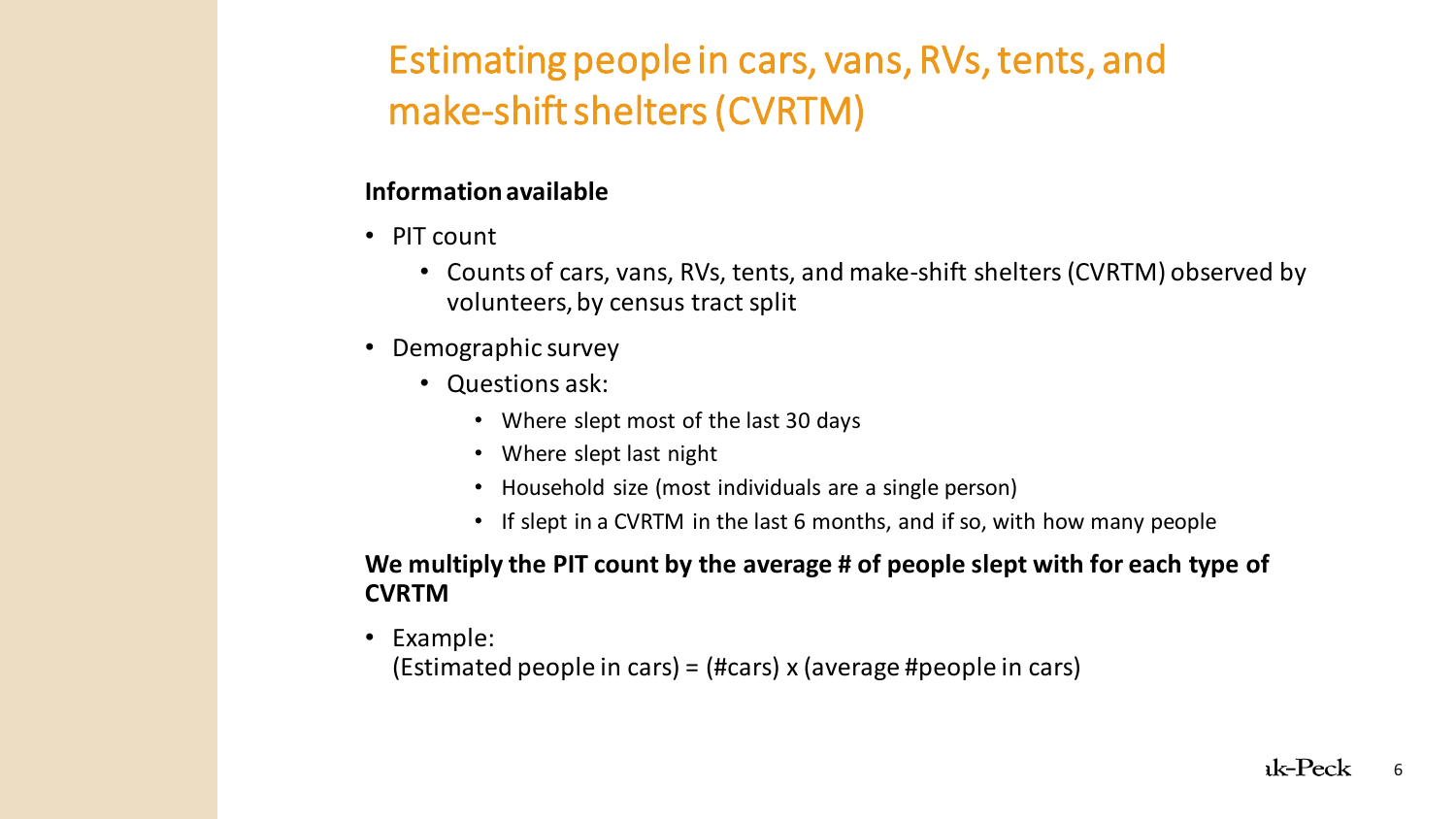# Estimating people in cars, vans, RVs, tents, and make-shift shelters (CVRTM)

**Information available**

- PIT count
  - Counts of cars, vans, RVs, tents, and make-shift shelters (CVRTM) observed by volunteers, by census tract split
- Demographic survey
  - Questions ask:
    - Where slept most of the last 30 days
    - Where slept last night
    - Household size (most individuals are a single person)
    - If slept in a CVRTM in the last 6 months, and if so, with how many people

**We multiply the PIT count by the average # of people slept with for each type of CVRTM**

- Example:
  (Estimated people in cars) = (#cars) x (average #people in cars)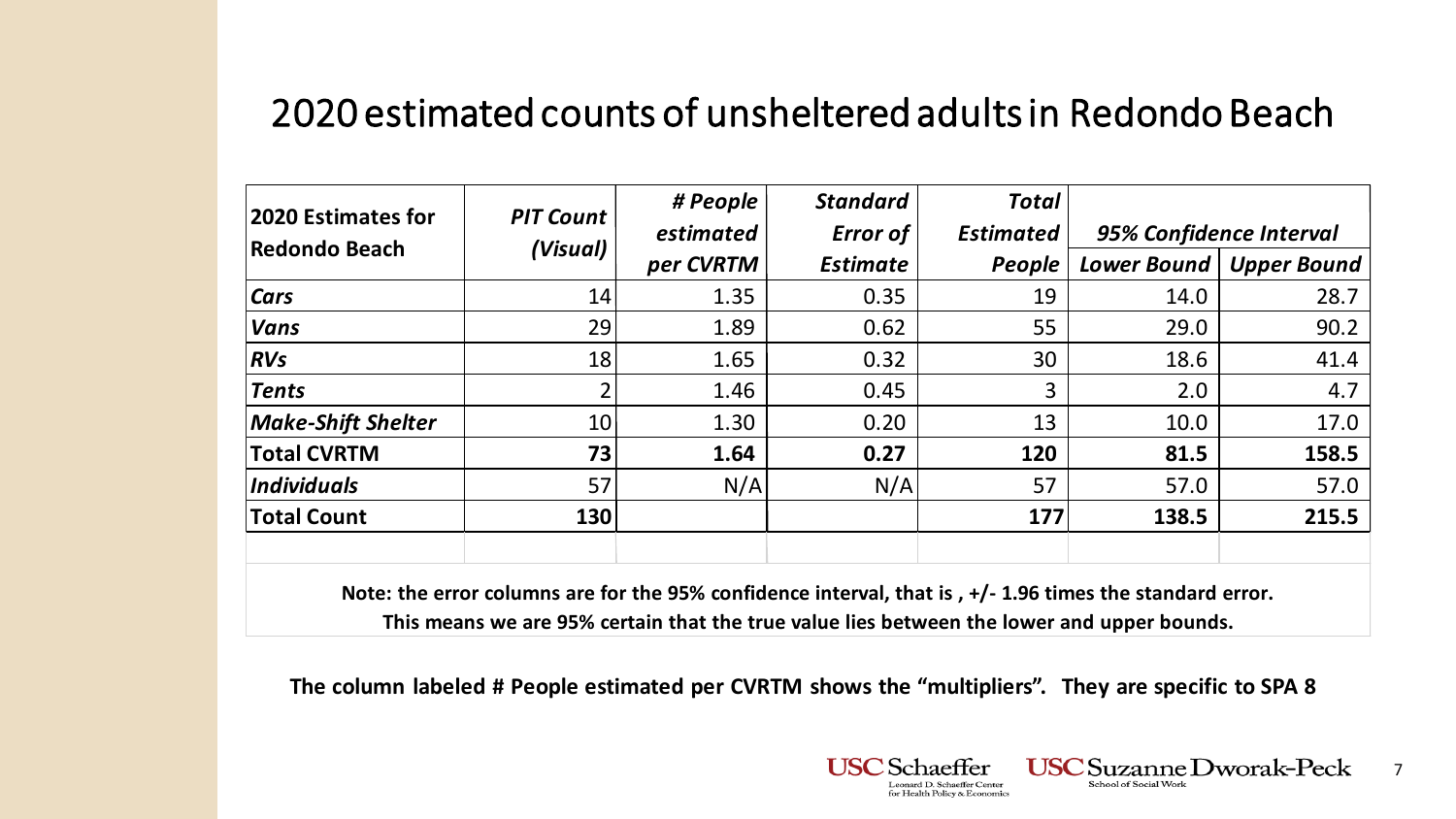# 2020 estimated counts of unsheltered adults in Redondo Beach

| 2020 Estimates for Redondo Beach | PIT Count (Visual) | # People estimated per CVRTM | Standard Error of Estimate | Total Estimated People | 95% Confidence Interval | |
|---|---|---|---|---|---|---|
| | | | | | Lower Bound | Upper Bound |
| ***Cars*** | 14 | 1.35 | 0.35 | 19 | 14.0 | 28.7 |
| ***Vans*** | 29 | 1.89 | 0.62 | 55 | 29.0 | 90.2 |
| ***RVs*** | 18 | 1.65 | 0.32 | 30 | 18.6 | 41.4 |
| ***Tents*** | 2 | 1.46 | 0.45 | 3 | 2.0 | 4.7 |
| ***Make-Shift Shelter*** | 10 | 1.30 | 0.20 | 13 | 10.0 | 17.0 |
| **Total CVRTM** | **73** | **1.64** | **0.27** | **120** | **81.5** | **158.5** |
| ***Individuals*** | 57 | N/A | N/A | 57 | 57.0 | 57.0 |
| **Total Count** | **130** | | | **177** | **138.5** | **215.5** |

**Note: the error columns are for the 95% confidence interval, that is , +/- 1.96 times the standard error. This means we are 95% certain that the true value lies between the lower and upper bounds.**

**The column labeled # People estimated per CVRTM shows the "multipliers". They are specific to SPA 8**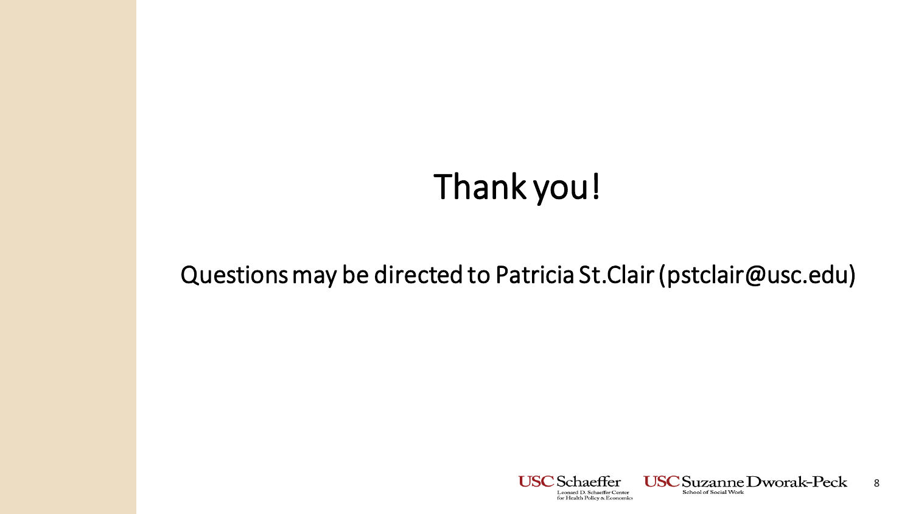# Thank you!

Questions may be directed to Patricia St.Clair (pstclair@usc.edu)

USC Schaeffer
Leonard D. Schaeffer Center
for Health Policy & Economics

USC Suzanne Dworak-Peck
School of Social Work